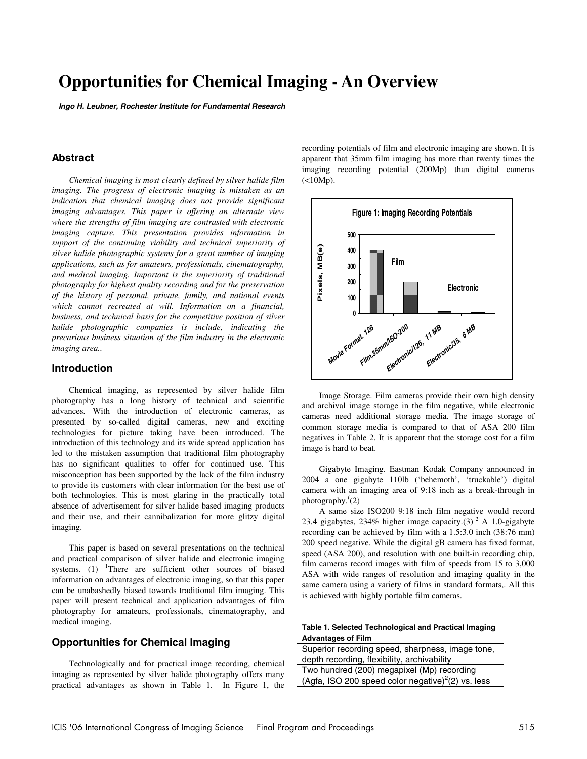# Opportunities for Chemical Imaging - An Overview

***Ingo H. Leubner, Rochester Institute for Fundamental Research***

## Abstract

*Chemical imaging is most clearly defined by silver halide film imaging. The progress of electronic imaging is mistaken as an indication that chemical imaging does not provide significant imaging advantages. This paper is offering an alternate view where the strengths of film imaging are contrasted with electronic imaging capture. This presentation provides information in support of the continuing viability and technical superiority of silver halide photographic systems for a great number of imaging applications, such as for amateurs, professionals, cinematography, and medical imaging. Important is the superiority of traditional photography for highest quality recording and for the preservation of the history of personal, private, family, and national events which cannot recreated at will. Information on a financial, business, and technical basis for the competitive position of silver halide photographic companies is include, indicating the precarious business situation of the film industry in the electronic imaging area..*

## Introduction

Chemical imaging, as represented by silver halide film photography has a long history of technical and scientific advances. With the introduction of electronic cameras, as presented by so-called digital cameras, new and exciting technologies for picture taking have been introduced. The introduction of this technology and its wide spread application has led to the mistaken assumption that traditional film photography has no significant qualities to offer for continued use. This misconception has been supported by the lack of the film industry to provide its customers with clear information for the best use of both technologies. This is most glaring in the practically total absence of advertisement for silver halide based imaging products and their use, and their cannibalization for more glitzy digital imaging.

This paper is based on several presentations on the technical and practical comparison of silver halide and electronic imaging systems. (1) [1]There are sufficient other sources of biased information on advantages of electronic imaging, so that this paper can be unabashedly biased towards traditional film imaging. This paper will present technical and application advantages of film photography for amateurs, professionals, cinematography, and medical imaging.

## Opportunities for Chemical Imaging

Technologically and for practical image recording, chemical imaging as represented by silver halide photography offers many practical advantages as shown in Table 1. In Figure 1, the recording potentials of film and electronic imaging are shown. It is apparent that 35mm film imaging has more than twenty times the imaging recording potential (200Mp) than digital cameras (<10Mp).

**Figure 1: Imaging Recording Potentials**

Image Storage. Film cameras provide their own high density and archival image storage in the film negative, while electronic cameras need additional storage media. The image storage of common storage media is compared to that of ASA 200 film negatives in Table 2. It is apparent that the storage cost for a film image is hard to beat.

Gigabyte Imaging. Eastman Kodak Company announced in 2004 a one gigabyte 110lb ('behemoth', 'truckable') digital camera with an imaging area of 9:18 inch as a break-through in photography.[(]2)

A same size ISO200 9:18 inch film negative would record 23.4 gigabytes, 234% higher image capacity.(3) [2] A 1.0-gigabyte recording can be achieved by film with a 1.5:3.0 inch (38:76 mm) 200 speed negative. While the digital gB camera has fixed format, speed (ASA 200), and resolution with one built-in recording chip, film cameras record images with film of speeds from 15 to 3,000 ASA with wide ranges of resolution and imaging quality in the same camera using a variety of films in standard formats,. All this is achieved with highly portable film cameras.

| Table 1. Selected Technological and Practical Imaging Advantages of Film |
|---|
| Superior recording speed, sharpness, image tone, depth recording, flexibility, archivability |
| Two hundred (200) megapixel (Mp) recording (Agfa, ISO 200 speed color negative)[2](2) vs. less |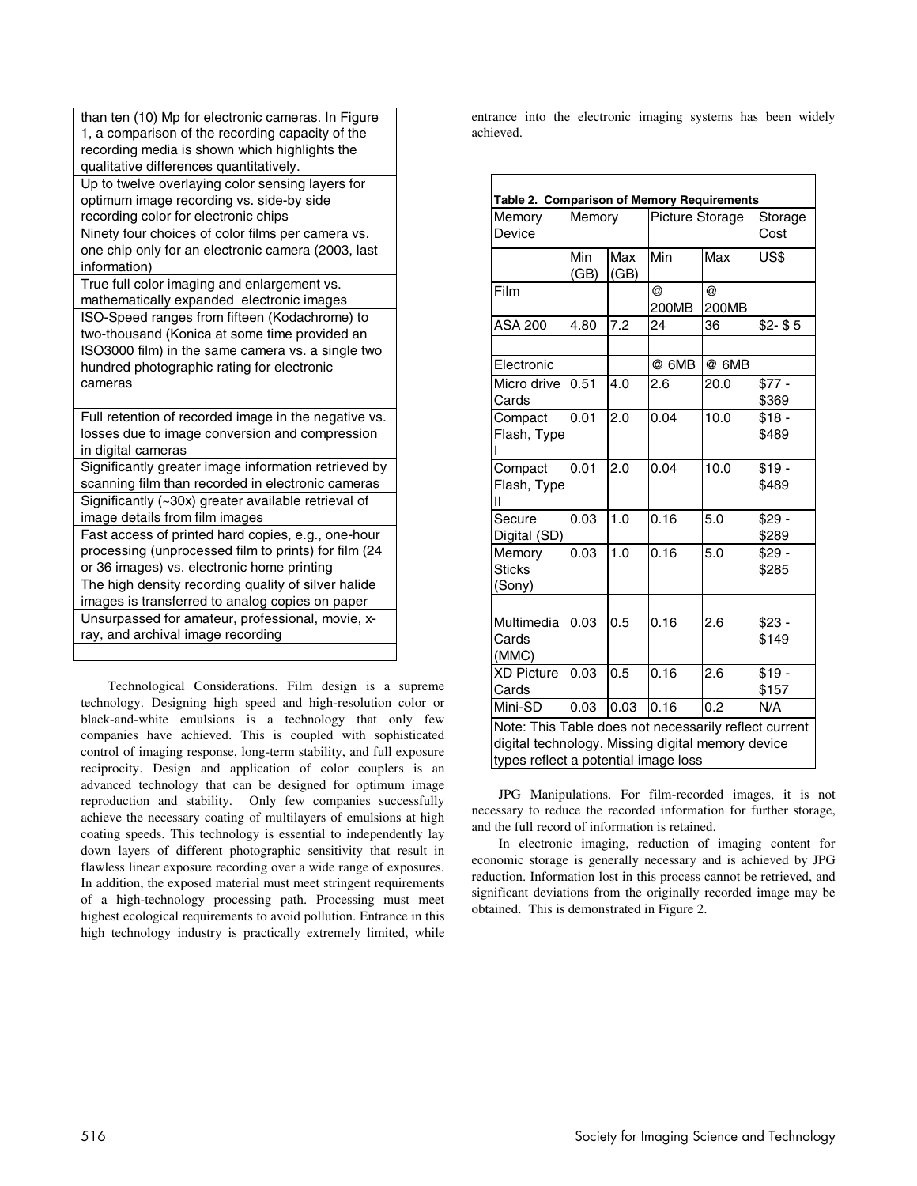| than ten (10) Mp for electronic cameras. In Figure 1, a comparison of the recording capacity of the recording media is shown which highlights the qualitative differences quantitatively. |
|---|
| Up to twelve overlaying color sensing layers for optimum image recording vs. side-by side recording color for electronic chips |
| Ninety four choices of color films per camera vs. one chip only for an electronic camera (2003, last information) |
| True full color imaging and enlargement vs. mathematically expanded electronic images |
| ISO-Speed ranges from fifteen (Kodachrome) to two-thousand (Konica at some time provided an ISO3000 film) in the same camera vs. a single two hundred photographic rating for electronic cameras |
| Full retention of recorded image in the negative vs. losses due to image conversion and compression in digital cameras |
| Significantly greater image information retrieved by scanning film than recorded in electronic cameras |
| Significantly (~30x) greater available retrieval of image details from film images |
| Fast access of printed hard copies, e.g., one-hour processing (unprocessed film to prints) for film (24 or 36 images) vs. electronic home printing |
| The high density recording quality of silver halide images is transferred to analog copies on paper |
| Unsurpassed for amateur, professional, movie, x-ray, and archival image recording |
| |

Technological Considerations. Film design is a supreme technology. Designing high speed and high-resolution color or black-and-white emulsions is a technology that only few companies have achieved. This is coupled with sophisticated control of imaging response, long-term stability, and full exposure reciprocity. Design and application of color couplers is an advanced technology that can be designed for optimum image reproduction and stability. Only few companies successfully achieve the necessary coating of multilayers of emulsions at high coating speeds. This technology is essential to independently lay down layers of different photographic sensitivity that result in flawless linear exposure recording over a wide range of exposures. In addition, the exposed material must meet stringent requirements of a high-technology processing path. Processing must meet highest ecological requirements to avoid pollution. Entrance in this high technology industry is practically extremely limited, while entrance into the electronic imaging systems has been widely achieved.

**Table 2. Comparison of Memory Requirements**

| Memory Device | Memory | | Picture Storage | | Storage Cost |
|---|---|---|---|---|---|
| | Min (GB) | Max (GB) | Min | Max | US$ |
| Film | | | @ 200MB | @ 200MB | |
| ASA 200 | 4.80 | 7.2 | 24 | 36 | $2- $ 5 |
| | | | | | |
| Electronic | | | @ 6MB | @ 6MB | |
| Micro drive Cards | 0.51 | 4.0 | 2.6 | 20.0 | $77 - $369 |
| Compact Flash, Type I | 0.01 | 2.0 | 0.04 | 10.0 | $18 - $489 |
| Compact Flash, Type II | 0.01 | 2.0 | 0.04 | 10.0 | $19 - $489 |
| Secure Digital (SD) | 0.03 | 1.0 | 0.16 | 5.0 | $29 - $289 |
| Memory Sticks (Sony) | 0.03 | 1.0 | 0.16 | 5.0 | $29 - $285 |
| | | | | | |
| Multimedia Cards (MMC) | 0.03 | 0.5 | 0.16 | 2.6 | $23 - $149 |
| XD Picture Cards | 0.03 | 0.5 | 0.16 | 2.6 | $19 - $157 |
| Mini-SD | 0.03 | 0.03 | 0.16 | 0.2 | N/A |

Note: This Table does not necessarily reflect current digital technology. Missing digital memory device types reflect a potential image loss

JPG Manipulations. For film-recorded images, it is not necessary to reduce the recorded information for further storage, and the full record of information is retained.

In electronic imaging, reduction of imaging content for economic storage is generally necessary and is achieved by JPG reduction. Information lost in this process cannot be retrieved, and significant deviations from the originally recorded image may be obtained. This is demonstrated in Figure 2.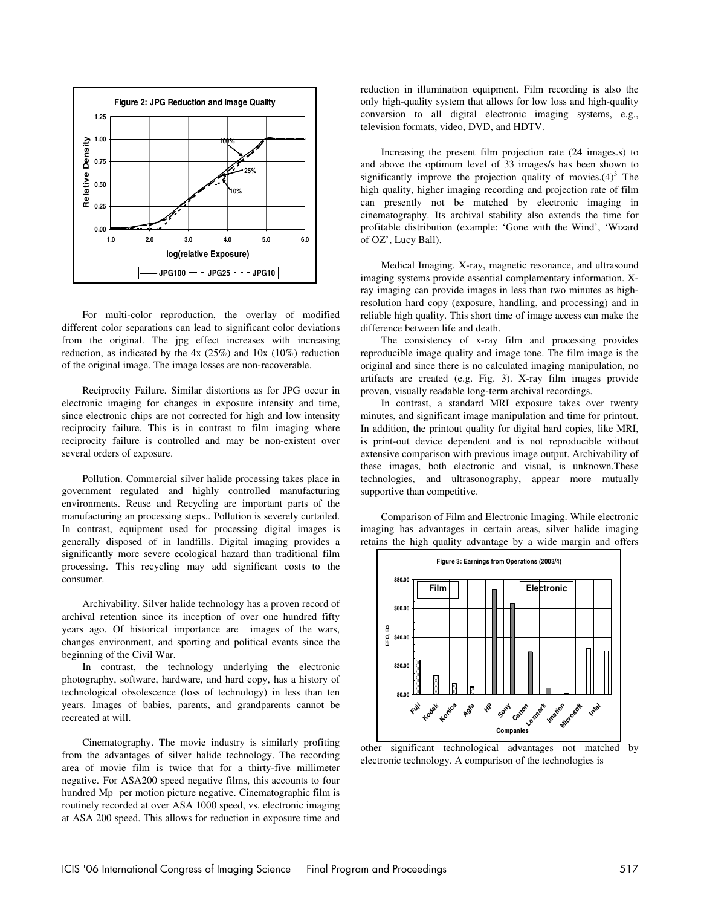For multi-color reproduction, the overlay of modified different color separations can lead to significant color deviations from the original. The jpg effect increases with increasing reduction, as indicated by the 4x (25%) and 10x (10%) reduction of the original image. The image losses are non-recoverable.

Reciprocity Failure. Similar distortions as for JPG occur in electronic imaging for changes in exposure intensity and time, since electronic chips are not corrected for high and low intensity reciprocity failure. This is in contrast to film imaging where reciprocity failure is controlled and may be non-existent over several orders of exposure.

Pollution. Commercial silver halide processing takes place in government regulated and highly controlled manufacturing environments. Reuse and Recycling are important parts of the manufacturing an processing steps.. Pollution is severely curtailed. In contrast, equipment used for processing digital images is generally disposed of in landfills. Digital imaging provides a significantly more severe ecological hazard than traditional film processing. This recycling may add significant costs to the consumer.

Archivability. Silver halide technology has a proven record of archival retention since its inception of over one hundred fifty years ago. Of historical importance are images of the wars, changes environment, and sporting and political events since the beginning of the Civil War.

In contrast, the technology underlying the electronic photography, software, hardware, and hard copy, has a history of technological obsolescence (loss of technology) in less than ten years. Images of babies, parents, and grandparents cannot be recreated at will.

Cinematography. The movie industry is similarly profiting from the advantages of silver halide technology. The recording area of movie film is twice that for a thirty-five millimeter negative. For ASA200 speed negative films, this accounts to four hundred Mp per motion picture negative. Cinematographic film is routinely recorded at over ASA 1000 speed, vs. electronic imaging at ASA 200 speed. This allows for reduction in exposure time and reduction in illumination equipment. Film recording is also the only high-quality system that allows for low loss and high-quality conversion to all digital electronic imaging systems, e.g., television formats, video, DVD, and HDTV.

Increasing the present film projection rate (24 images.s) to and above the optimum level of 33 images/s has been shown to significantly improve the projection quality of movies.(4)[3] The high quality, higher imaging recording and projection rate of film can presently not be matched by electronic imaging in cinematography. Its archival stability also extends the time for profitable distribution (example: 'Gone with the Wind', 'Wizard of OZ', Lucy Ball).

Medical Imaging. X-ray, magnetic resonance, and ultrasound imaging systems provide essential complementary information. X-ray imaging can provide images in less than two minutes as high-resolution hard copy (exposure, handling, and processing) and in reliable high quality. This short time of image access can make the difference between life and death.

The consistency of x-ray film and processing provides reproducible image quality and image tone. The film image is the original and since there is no calculated imaging manipulation, no artifacts are created (e.g. Fig. 3). X-ray film images provide proven, visually readable long-term archival recordings.

In contrast, a standard MRI exposure takes over twenty minutes, and significant image manipulation and time for printout. In addition, the printout quality for digital hard copies, like MRI, is print-out device dependent and is not reproducible without extensive comparison with previous image output. Archivability of these images, both electronic and visual, is unknown.These technologies, and ultrasonography, appear more mutually supportive than competitive.

Comparison of Film and Electronic Imaging. While electronic imaging has advantages in certain areas, silver halide imaging retains the high quality advantage by a wide margin and offers other significant technological advantages not matched by electronic technology. A comparison of the technologies is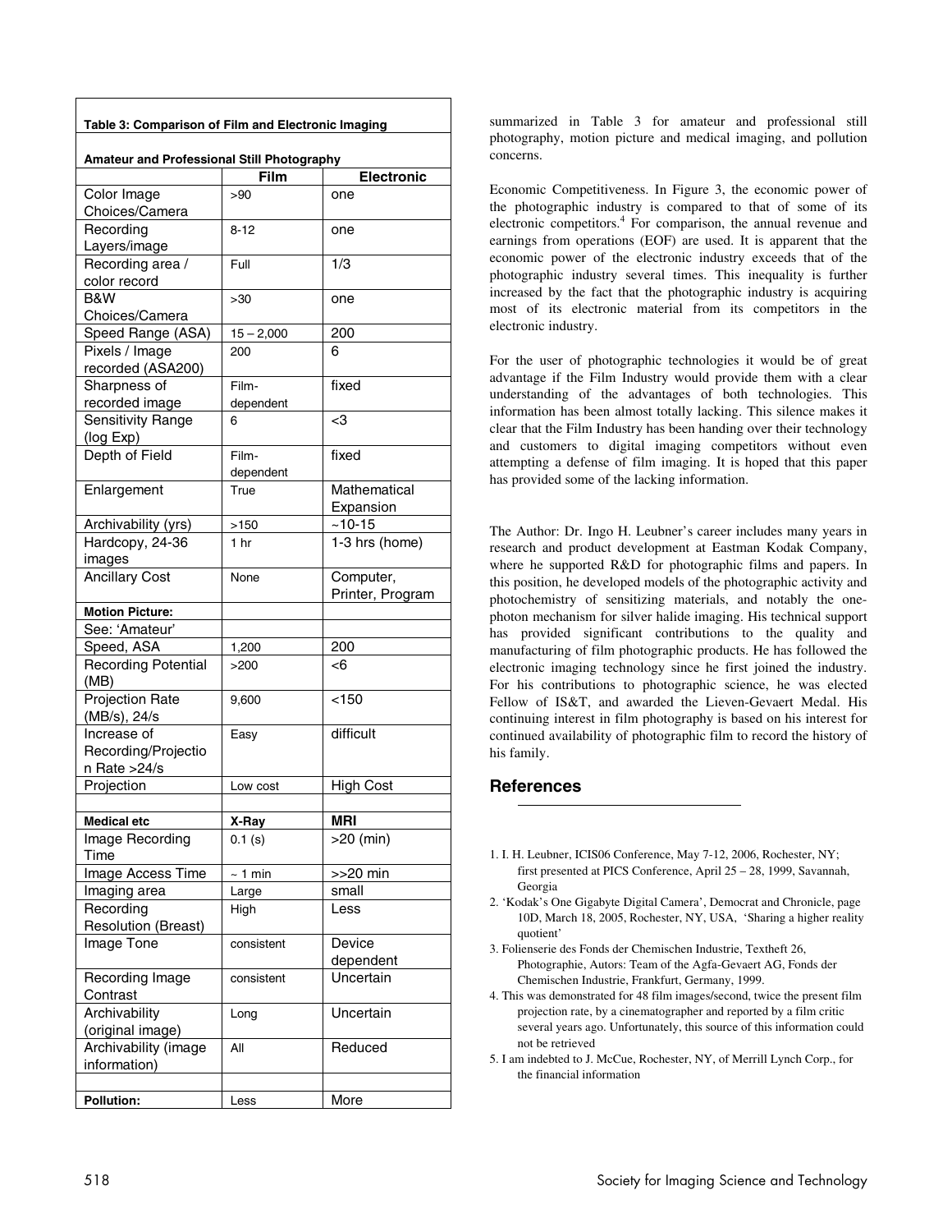| Table 3: Comparison of Film and Electronic Imaging | | |
|---|---|---|
| **Amateur and Professional Still Photography** | | |
| | **Film** | **Electronic** |
| Color Image Choices/Camera | >90 | one |
| Recording Layers/image | 8-12 | one |
| Recording area / color record | Full | 1/3 |
| B&W Choices/Camera | >30 | one |
| Speed Range (ASA) | 15 – 2,000 | 200 |
| Pixels / Image recorded (ASA200) | 200 | 6 |
| Sharpness of recorded image | Film-dependent | fixed |
| Sensitivity Range (log Exp) | 6 | <3 |
| Depth of Field | Film-dependent | fixed |
| Enlargement | True | Mathematical Expansion |
| Archivability (yrs) | >150 | ~10-15 |
| Hardcopy, 24-36 images | 1 hr | 1-3 hrs (home) |
| Ancillary Cost | None | Computer, Printer, Program |
| **Motion Picture:** | | |
| See: 'Amateur' | | |
| Speed, ASA | 1,200 | 200 |
| Recording Potential (MB) | >200 | <6 |
| Projection Rate (MB/s), 24/s | 9,600 | <150 |
| Increase of Recording/Projection Rate >24/s | Easy | difficult |
| Projection | Low cost | High Cost |
| | | |
| **Medical etc** | **X-Ray** | **MRI** |
| Image Recording Time | 0.1 (s) | >20 (min) |
| Image Access Time | ~ 1 min | >>20 min |
| Imaging area | Large | small |
| Recording Resolution (Breast) | High | Less |
| Image Tone | consistent | Device dependent |
| Recording Image Contrast | consistent | Uncertain |
| Archivability (original image) | Long | Uncertain |
| Archivability (image information) | All | Reduced |
| | | |
| **Pollution:** | Less | More |

summarized in Table 3 for amateur and professional still photography, motion picture and medical imaging, and pollution concerns.

Economic Competitiveness. In Figure 3, the economic power of the photographic industry is compared to that of some of its electronic competitors.[4] For comparison, the annual revenue and earnings from operations (EOF) are used. It is apparent that the economic power of the electronic industry exceeds that of the photographic industry several times. This inequality is further increased by the fact that the photographic industry is acquiring most of its electronic material from its competitors in the electronic industry.

For the user of photographic technologies it would be of great advantage if the Film Industry would provide them with a clear understanding of the advantages of both technologies. This information has been almost totally lacking. This silence makes it clear that the Film Industry has been handing over their technology and customers to digital imaging competitors without even attempting a defense of film imaging. It is hoped that this paper has provided some of the lacking information.

The Author: Dr. Ingo H. Leubner's career includes many years in research and product development at Eastman Kodak Company, where he supported R&D for photographic films and papers. In this position, he developed models of the photographic activity and photochemistry of sensitizing materials, and notably the one-photon mechanism for silver halide imaging. His technical support has provided significant contributions to the quality and manufacturing of film photographic products. He has followed the electronic imaging technology since he first joined the industry. For his contributions to photographic science, he was elected Fellow of IS&T, and awarded the Lieven-Gevaert Medal. His continuing interest in film photography is based on his interest for continued availability of photographic film to record the history of his family.

## References

1. I. H. Leubner, ICIS06 Conference, May 7-12, 2006, Rochester, NY; first presented at PICS Conference, April 25 – 28, 1999, Savannah, Georgia
2. 'Kodak's One Gigabyte Digital Camera', Democrat and Chronicle, page 10D, March 18, 2005, Rochester, NY, USA, 'Sharing a higher reality quotient'
3. Folienserie des Fonds der Chemischen Industrie, Textheft 26, Photographie, Autors: Team of the Agfa-Gevaert AG, Fonds der Chemischen Industrie, Frankfurt, Germany, 1999.
4. This was demonstrated for 48 film images/second, twice the present film projection rate, by a cinematographer and reported by a film critic several years ago. Unfortunately, this source of this information could not be retrieved
5. I am indebted to J. McCue, Rochester, NY, of Merrill Lynch Corp., for the financial information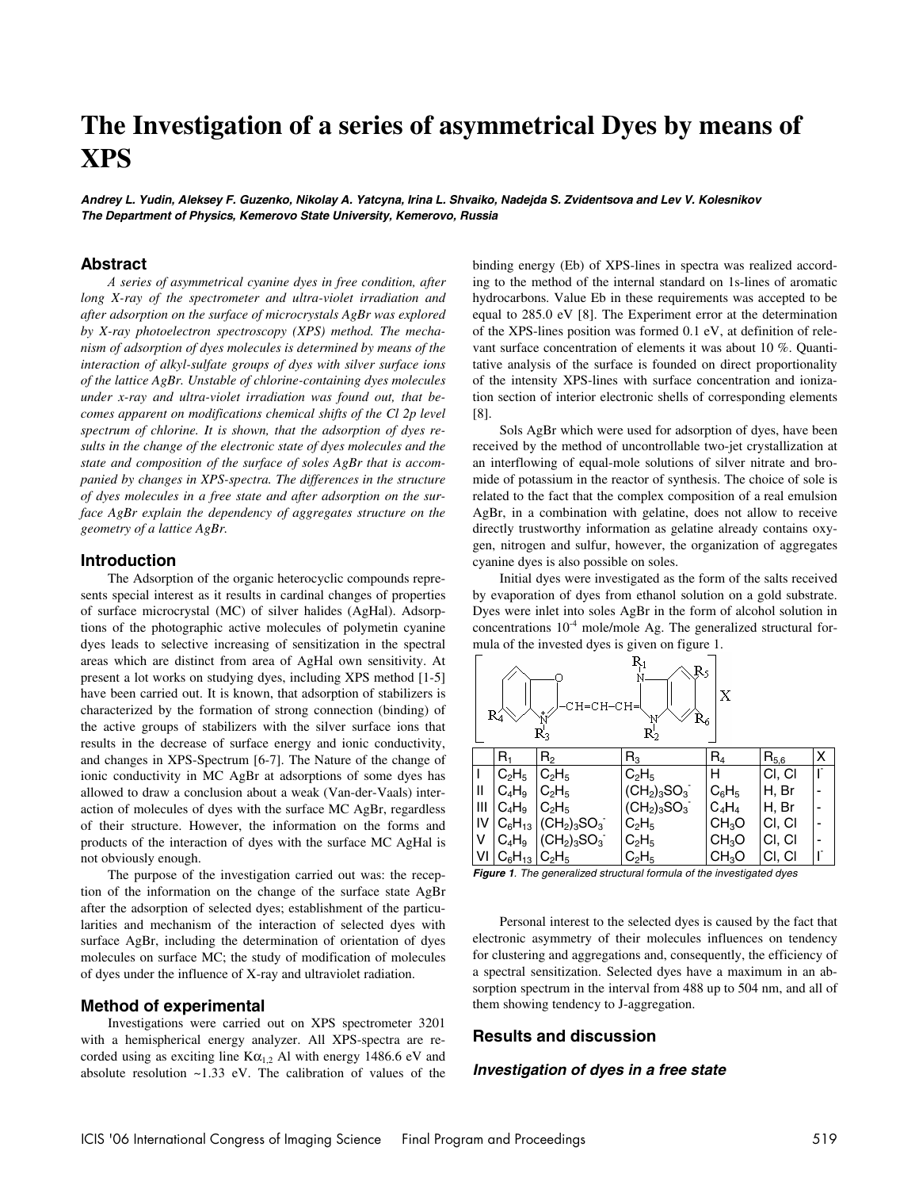# The Investigation of a series of asymmetrical Dyes by means of XPS

***Andrey L. Yudin, Aleksey F. Guzenko, Nikolay A. Yatcyna, Irina L. Shvaiko, Nadejda S. Zvidentsova and Lev V. Kolesnikov***
***The Department of Physics, Kemerovo State University, Kemerovo, Russia***

## Abstract

*A series of asymmetrical cyanine dyes in free condition, after long X-ray of the spectrometer and ultra-violet irradiation and after adsorption on the surface of microcrystals AgBr was explored by X-ray photoelectron spectroscopy (XPS) method. The mechanism of adsorption of dyes molecules is determined by means of the interaction of alkyl-sulfate groups of dyes with silver surface ions of the lattice AgBr. Unstable of chlorine-containing dyes molecules under x-ray and ultra-violet irradiation was found out, that becomes apparent on modifications chemical shifts of the Cl 2p level spectrum of chlorine. It is shown, that the adsorption of dyes results in the change of the electronic state of dyes molecules and the state and composition of the surface of soles AgBr that is accompanied by changes in XPS-spectra. The differences in the structure of dyes molecules in a free state and after adsorption on the surface AgBr explain the dependency of aggregates structure on the geometry of a lattice AgBr.*

## Introduction

The Adsorption of the organic heterocyclic compounds represents special interest as it results in cardinal changes of properties of surface microcrystal (MC) of silver halides (AgHal). Adsorptions of the photographic active molecules of polymetin cyanine dyes leads to selective increasing of sensitization in the spectral areas which are distinct from area of AgHal own sensitivity. At present a lot works on studying dyes, including XPS method [1-5] have been carried out. It is known, that adsorption of stabilizers is characterized by the formation of strong connection (binding) of the active groups of stabilizers with the silver surface ions that results in the decrease of surface energy and ionic conductivity, and changes in XPS-Spectrum [6-7]. The Nature of the change of ionic conductivity in MC AgBr at adsorptions of some dyes has allowed to draw a conclusion about a weak (Van-der-Vaals) interaction of molecules of dyes with the surface MC AgBr, regardless of their structure. However, the information on the forms and products of the interaction of dyes with the surface MC AgHal is not obviously enough.

The purpose of the investigation carried out was: the reception of the information on the change of the surface state AgBr after the adsorption of selected dyes; establishment of the particularities and mechanism of the interaction of selected dyes with surface AgBr, including the determination of orientation of dyes molecules on surface MC; the study of modification of molecules of dyes under the influence of X-ray and ultraviolet radiation.

## Method of experimental

Investigations were carried out on XPS spectrometer 3201 with a hemispherical energy analyzer. All XPS-spectra are recorded using as exciting line $K\alpha_{1,2}$ Al with energy 1486.6 eV and absolute resolution ~1.33 eV. The calibration of values of the binding energy (Eb) of XPS-lines in spectra was realized according to the method of the internal standard on 1s-lines of aromatic hydrocarbons. Value Eb in these requirements was accepted to be equal to 285.0 eV [8]. The Experiment error at the determination of the XPS-lines position was formed 0.1 eV, at definition of relevant surface concentration of elements it was about 10 %. Quantitative analysis of the surface is founded on direct proportionality of the intensity XPS-lines with surface concentration and ionization section of interior electronic shells of corresponding elements [8].

Sols AgBr which were used for adsorption of dyes, have been received by the method of uncontrollable two-jet crystallization at an interflowing of equal-mole solutions of silver nitrate and bromide of potassium in the reactor of synthesis. The choice of sole is related to the fact that the complex composition of a real emulsion AgBr, in a combination with gelatine, does not allow to receive directly trustworthy information as gelatine already contains oxygen, nitrogen and sulfur, however, the organization of aggregates cyanine dyes is also possible on soles.

Initial dyes were investigated as the form of the salts received by evaporation of dyes from ethanol solution on a gold substrate. Dyes were inlet into soles AgBr in the form of alcohol solution in concentrations $10^{-4}$ mole/mole Ag. The generalized structural formula of the invested dyes is given on figure 1.

| | $R_1$ | $R_2$ | $R_3$ | $R_4$ | $R_{5,6}$ | X |
|---|---|---|---|---|---|---|
| I | $C_2H_5$ | $C_2H_5$ | $C_2H_5$ | H | Cl, Cl | $I^-$ |
| II | $C_4H_9$ | $C_2H_5$ | $(CH_2)_3SO_3^-$ | $C_6H_5$ | H, Br | - |
| III | $C_4H_9$ | $C_2H_5$ | $(CH_2)_3SO_3^-$ | $C_4H_4$ | H, Br | - |
| IV | $C_6H_{13}$ | $(CH_2)_3SO_3^-$ | $C_2H_5$ | $CH_3O$ | Cl, Cl | - |
| V | $C_4H_9$ | $(CH_2)_3SO_3^-$ | $C_2H_5$ | $CH_3O$ | Cl, Cl | - |
| VI | $C_6H_{13}$ | $C_2H_5$ | $C_2H_5$ | $CH_3O$ | Cl, Cl | $I^-$ |

***Figure 1**. The generalized structural formula of the investigated dyes*

Personal interest to the selected dyes is caused by the fact that electronic asymmetry of their molecules influences on tendency for clustering and aggregations and, consequently, the efficiency of a spectral sensitization. Selected dyes have a maximum in an absorption spectrum in the interval from 488 up to 504 nm, and all of them showing tendency to J-aggregation.

## Results and discussion

### *Investigation of dyes in a free state*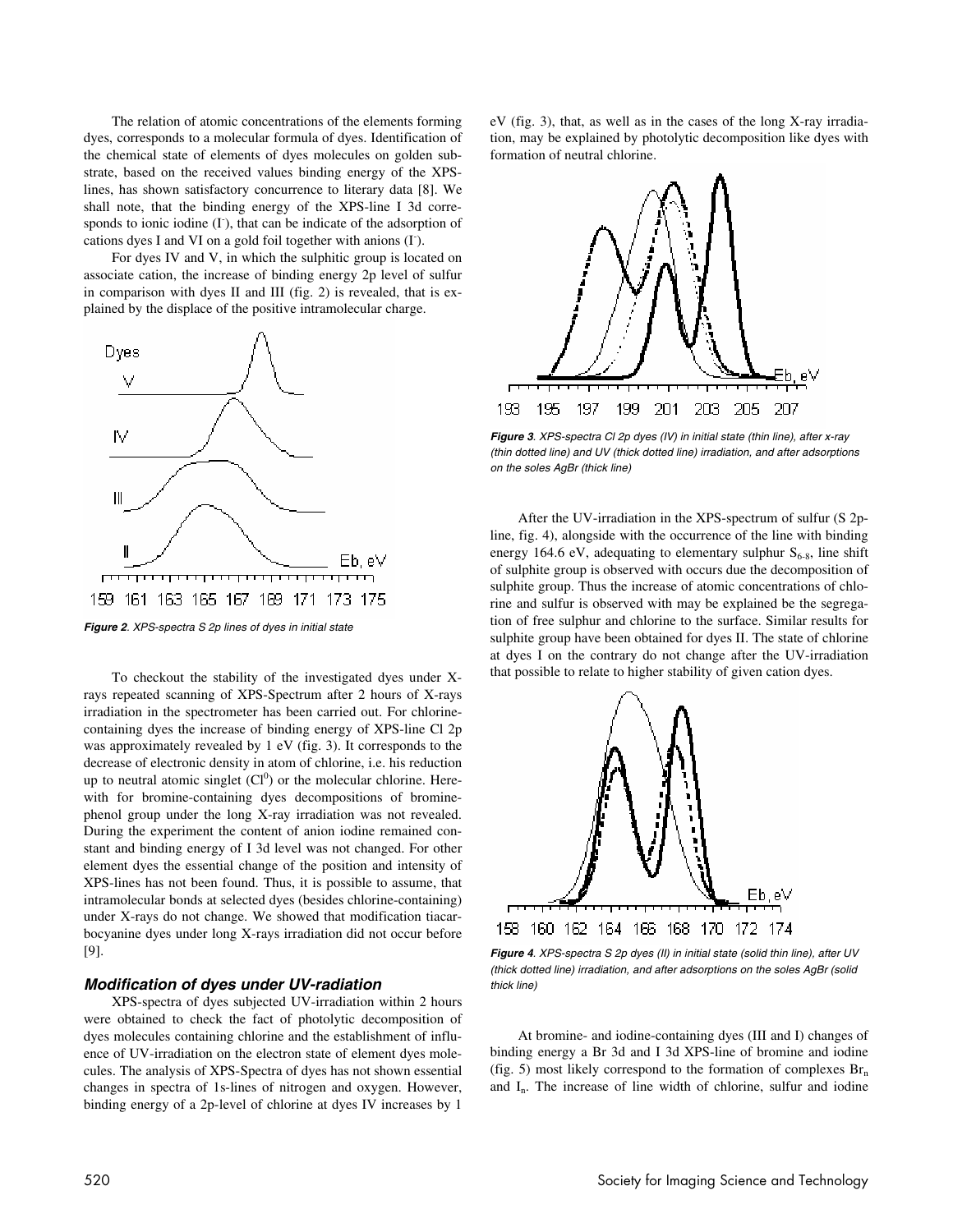The relation of atomic concentrations of the elements forming dyes, corresponds to a molecular formula of dyes. Identification of the chemical state of elements of dyes molecules on golden substrate, based on the received values binding energy of the XPS-lines, has shown satisfactory concurrence to literary data [8]. We shall note, that the binding energy of the XPS-line I 3d corresponds to ionic iodine ($I^-$), that can be indicate of the adsorption of cations dyes I and VI on a gold foil together with anions ($I^-$).

For dyes IV and V, in which the sulphitic group is located on associate cation, the increase of binding energy 2p level of sulfur in comparison with dyes II and III (fig. 2) is revealed, that is explained by the displace of the positive intramolecular charge.

***Figure 2**. XPS-spectra S 2p lines of dyes in initial state*

To checkout the stability of the investigated dyes under X-rays repeated scanning of XPS-Spectrum after 2 hours of X-rays irradiation in the spectrometer has been carried out. For chlorine-containing dyes the increase of binding energy of XPS-line Cl 2p was approximately revealed by 1 eV (fig. 3). It corresponds to the decrease of electronic density in atom of chlorine, i.e. his reduction up to neutral atomic singlet ($Cl^0$) or the molecular chlorine. Herewith for bromine-containing dyes decompositions of bromine-phenol group under the long X-ray irradiation was not revealed. During the experiment the content of anion iodine remained constant and binding energy of I 3d level was not changed. For other element dyes the essential change of the position and intensity of XPS-lines has not been found. Thus, it is possible to assume, that intramolecular bonds at selected dyes (besides chlorine-containing) under X-rays do not change. We showed that modification tiacarbocyanine dyes under long X-rays irradiation did not occur before [9].

### Modification of dyes under UV-radiation

XPS-spectra of dyes subjected UV-irradiation within 2 hours were obtained to check the fact of photolytic decomposition of dyes molecules containing chlorine and the establishment of influence of UV-irradiation on the electron state of element dyes molecules. The analysis of XPS-Spectra of dyes has not shown essential changes in spectra of 1s-lines of nitrogen and oxygen. However, binding energy of a 2p-level of chlorine at dyes IV increases by 1 eV (fig. 3), that, as well as in the cases of the long X-ray irradiation, may be explained by photolytic decomposition like dyes with formation of neutral chlorine.

***Figure 3**. XPS-spectra Cl 2p dyes (IV) in initial state (thin line), after x-ray (thin dotted line) and UV (thick dotted line) irradiation, and after adsorptions on the soles AgBr (thick line)*

After the UV-irradiation in the XPS-spectrum of sulfur (S 2p-line, fig. 4), alongside with the occurrence of the line with binding energy 164.6 eV, adequating to elementary sulphur $S_{6\text{-}8}$, line shift of sulphite group is observed with occurs due the decomposition of sulphite group. Thus the increase of atomic concentrations of chlorine and sulfur is observed with may be explained be the segregation of free sulphur and chlorine to the surface. Similar results for sulphite group have been obtained for dyes II. The state of chlorine at dyes I on the contrary do not change after the UV-irradiation that possible to relate to higher stability of given cation dyes.

***Figure 4**. XPS-spectra S 2p dyes (II) in initial state (solid thin line), after UV (thick dotted line) irradiation, and after adsorptions on the soles AgBr (solid thick line)*

At bromine- and iodine-containing dyes (III and I) changes of binding energy a Br 3d and I 3d XPS-line of bromine and iodine (fig. 5) most likely correspond to the formation of complexes $Br_n$ and $I_n$. The increase of line width of chlorine, sulfur and iodine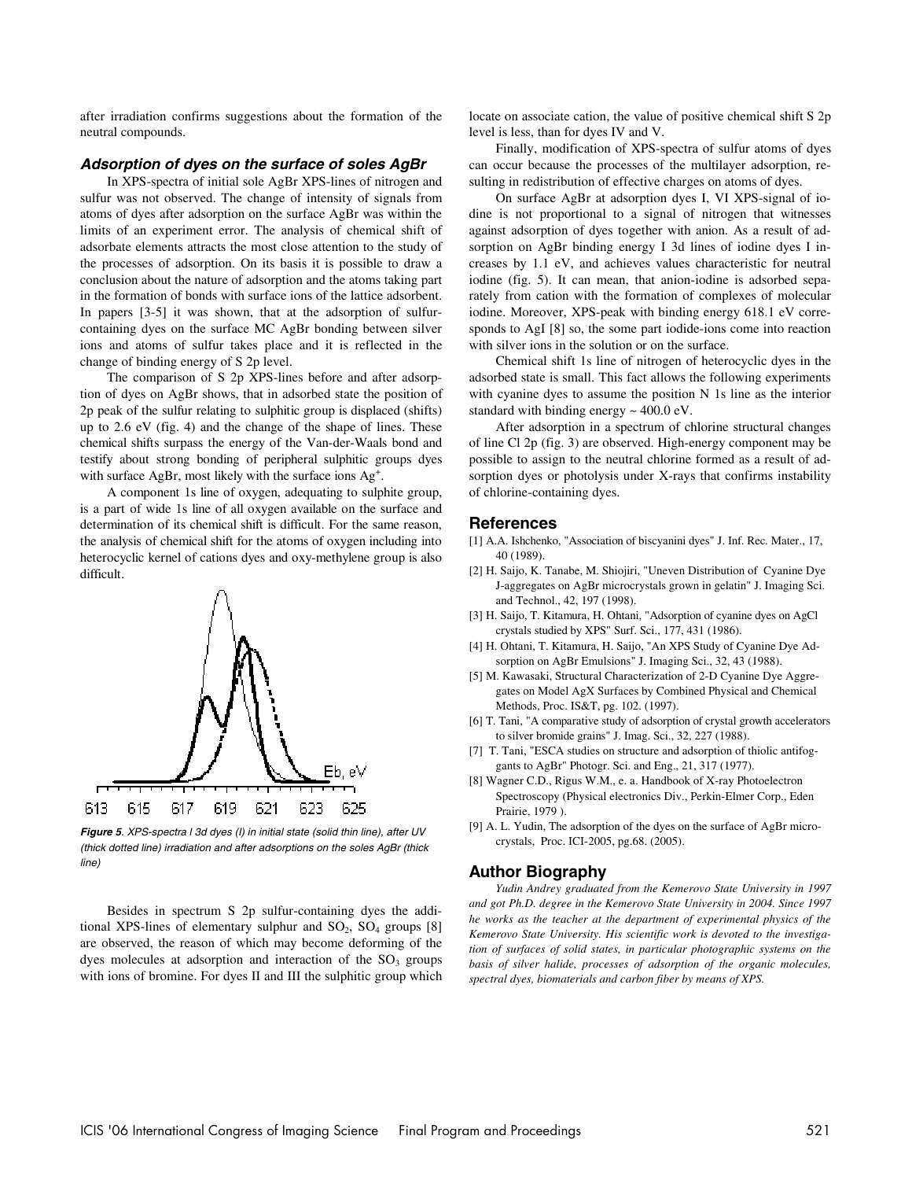after irradiation confirms suggestions about the formation of the neutral compounds.

### Adsorption of dyes on the surface of soles AgBr

In XPS-spectra of initial sole AgBr XPS-lines of nitrogen and sulfur was not observed. The change of intensity of signals from atoms of dyes after adsorption on the surface AgBr was within the limits of an experiment error. The analysis of chemical shift of adsorbate elements attracts the most close attention to the study of the processes of adsorption. On its basis it is possible to draw a conclusion about the nature of adsorption and the atoms taking part in the formation of bonds with surface ions of the lattice adsorbent. In papers [3-5] it was shown, that at the adsorption of sulfur-containing dyes on the surface MC AgBr bonding between silver ions and atoms of sulfur takes place and it is reflected in the change of binding energy of S 2p level.

The comparison of S 2p XPS-lines before and after adsorption of dyes on AgBr shows, that in adsorbed state the position of 2p peak of the sulfur relating to sulphitic group is displaced (shifts) up to 2.6 eV (fig. 4) and the change of the shape of lines. These chemical shifts surpass the energy of the Van-der-Waals bond and testify about strong bonding of peripheral sulphitic groups dyes with surface AgBr, most likely with the surface ions $Ag^+$.

A component 1s line of oxygen, adequating to sulphite group, is a part of wide 1s line of all oxygen available on the surface and determination of its chemical shift is difficult. For the same reason, the analysis of chemical shift for the atoms of oxygen including into heterocyclic kernel of cations dyes and oxy-methylene group is also difficult.

Eb, eV

613 615 617 619 621 623 625

*Figure 5. XPS-spectra I 3d dyes (I) in initial state (solid thin line), after UV (thick dotted line) irradiation and after adsorptions on the soles AgBr (thick line)*

Besides in spectrum S 2p sulfur-containing dyes the additional XPS-lines of elementary sulphur and $SO_2$, $SO_4$ groups [8] are observed, the reason of which may become deforming of the dyes molecules at adsorption and interaction of the $SO_3$ groups with ions of bromine. For dyes II and III the sulphitic group which locate on associate cation, the value of positive chemical shift S 2p level is less, than for dyes IV and V.

Finally, modification of XPS-spectra of sulfur atoms of dyes can occur because the processes of the multilayer adsorption, resulting in redistribution of effective charges on atoms of dyes.

On surface AgBr at adsorption dyes I, VI XPS-signal of iodine is not proportional to a signal of nitrogen that witnesses against adsorption of dyes together with anion. As a result of adsorption on AgBr binding energy I 3d lines of iodine dyes I increases by 1.1 eV, and achieves values characteristic for neutral iodine (fig. 5). It can mean, that anion-iodine is adsorbed separately from cation with the formation of complexes of molecular iodine. Moreover, XPS-peak with binding energy 618.1 eV corresponds to AgI [8] so, the some part iodide-ions come into reaction with silver ions in the solution or on the surface.

Chemical shift 1s line of nitrogen of heterocyclic dyes in the adsorbed state is small. This fact allows the following experiments with cyanine dyes to assume the position N 1s line as the interior standard with binding energy ~ 400.0 eV.

After adsorption in a spectrum of chlorine structural changes of line Cl 2p (fig. 3) are observed. High-energy component may be possible to assign to the neutral chlorine formed as a result of adsorption dyes or photolysis under X-rays that confirms instability of chlorine-containing dyes.

## References

[1] A.A. Ishchenko, "Association of biscyanini dyes" J. Inf. Rec. Mater., 17, 40 (1989).

[2] H. Saijo, K. Tanabe, M. Shiojiri, "Uneven Distribution of Cyanine Dye J-aggregates on AgBr microcrystals grown in gelatin" J. Imaging Sci. and Technol., 42, 197 (1998).

[3] H. Saijo, T. Kitamura, H. Ohtani, "Adsorption of cyanine dyes on AgCl crystals studied by XPS" Surf. Sci., 177, 431 (1986).

[4] H. Ohtani, T. Kitamura, H. Saijo, "An XPS Study of Cyanine Dye Adsorption on AgBr Emulsions" J. Imaging Sci., 32, 43 (1988).

[5] M. Kawasaki, Structural Characterization of 2-D Cyanine Dye Aggregates on Model AgX Surfaces by Combined Physical and Chemical Methods, Proc. IS&T, pg. 102. (1997).

[6] T. Tani, "A comparative study of adsorption of crystal growth accelerators to silver bromide grains" J. Imag. Sci., 32, 227 (1988).

[7] T. Tani, "ESCA studies on structure and adsorption of thiolic antifoggants to AgBr" Photogr. Sci. and Eng., 21, 317 (1977).

[8] Wagner C.D., Rigus W.M., e. a. Handbook of X-ray Photoelectron Spectroscopy (Physical electronics Div., Perkin-Elmer Corp., Eden Prairie, 1979 ).

[9] A. L. Yudin, The adsorption of the dyes on the surface of AgBr microcrystals, Proc. ICI-2005, pg.68. (2005).

## Author Biography

*Yudin Andrey graduated from the Kemerovo State University in 1997 and got Ph.D. degree in the Kemerovo State University in 2004. Since 1997 he works as the teacher at the department of experimental physics of the Kemerovo State University. His scientific work is devoted to the investigation of surfaces of solid states, in particular photographic systems on the basis of silver halide, processes of adsorption of the organic molecules, spectral dyes, biomaterials and carbon fiber by means of XPS.*